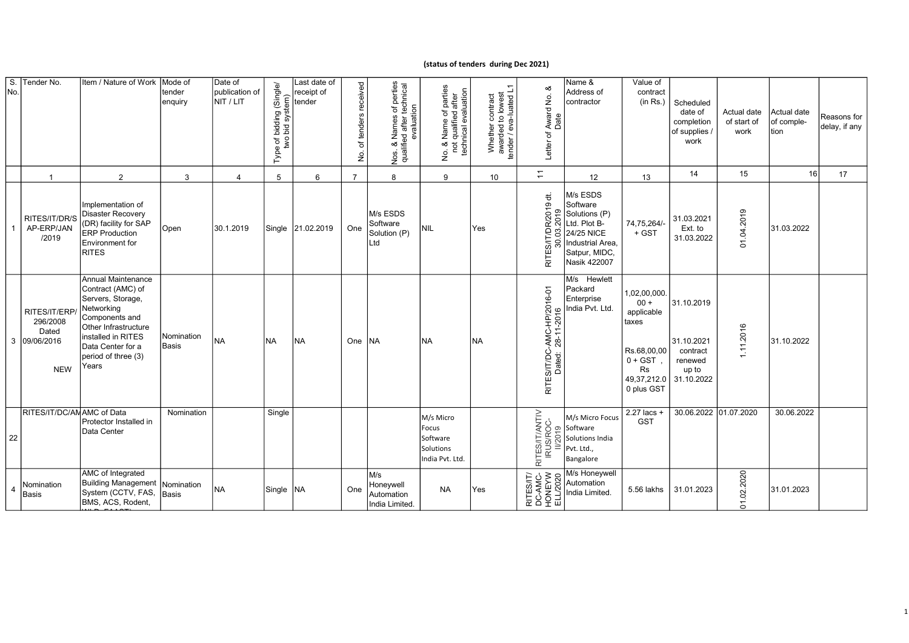**(status of tenders during Dec 2021)**

| S. No. | Tender No. | Item / Nature of Work | Mode of tender enquiry | Date of publication of NIT / LIT | Type of bidding (Single/ two bid system) | Last date of receipt of tender | No. of tenders received | Nos. & Names of perties qualified after technical evaluation | No. & Name of parties not qualified after technical evaluation | Whether contract awarded to lowest tender / eva-luated L1 | Letter of Award No. & Date | Name & Address of contractor | Value of contract (in Rs.) | Scheduled date of completion of supplies / work | Actual date of start of work | Actual date of comple-tion | Reasons for delay, if any |
|---|---|---|---|---|---|---|---|---|---|---|---|---|---|---|---|---|---|
| 1 | 2 | 3 | 4 | 5 | 6 | 7 | 8 | 9 | 10 | 11 | 12 | 13 | 14 | 15 | 16 | 17 | |
| 1 | RITES/IT/DR/SAP-ERP/JAN /2019 | Implementation of Disaster Recovery (DR) facility for SAP ERP Production Environment for RITES | Open | 30.1.2019 | Single | 21.02.2019 | One | M/s ESDS Software Solution (P) Ltd | NIL | Yes | RITES/IT/DR/2019 dt. 30.03.2019 | M/s ESDS Software Solutions (P) Ltd. Plot B-24/25 NICE Industrial Area, Satpur, MIDC, Nasik 422007 | 74,75,264/- + GST | 31.03.2021 Ext. to 31.03.2022 | 01.04.2019 | 31.03.2022 | |
| 3 | RITES/IT/ERP/ 296/2008 Dated 09/06/2016 NEW | Annual Maintenance Contract (AMC) of Servers, Storage, Networking Components and Other Infrastructure installed in RITES Data Center for a period of three (3) Years | Nomination Basis | NA | NA | NA | One | NA | NA | NA | RITES/IT/DC-AMC-HP/2016-01 Dated: 28-11-2016 | M/s Hewlett Packard Enterprise India Pvt. Ltd. | 1,02,00,000.00 + applicable taxes Rs.68,00,000 + GST , Rs 49,37,212.00 plus GST | 31.10.2019 31.10.2021 contract renewed up to 31.10.2022 | 1.11.2016 | 31.10.2022 | |
| 22 | RITES/IT/DC/AM | AMC of Data Protector Installed in Data Center | Nomination | | Single | | | | M/s Micro Focus Software Solutions India Pvt. Ltd. | | RITES/IT/ANTIVIRUS/ROC-II/2019 | M/s Micro Focus Software Solutions India Pvt. Ltd., Bangalore | 2.27 lacs + GST | 30.06.2022 | 01.07.2020 | 30.06.2022 | |
| 4 | Nomination Basis | AMC of Integrated Building Management System (CCTV, FAS, BMS, ACS, Rodent, WLD, FAAST) | Nomination Basis | NA | Single | NA | One | M/s Honeywell Automation India Limited. | NA | Yes | RITES/IT/ DC-AMC-HONEYWELL/2020 | M/s Honeywell Automation India Limited. | 5.56 lakhs | 31.01.2023 | 01.02.2020 | 31.01.2023 | |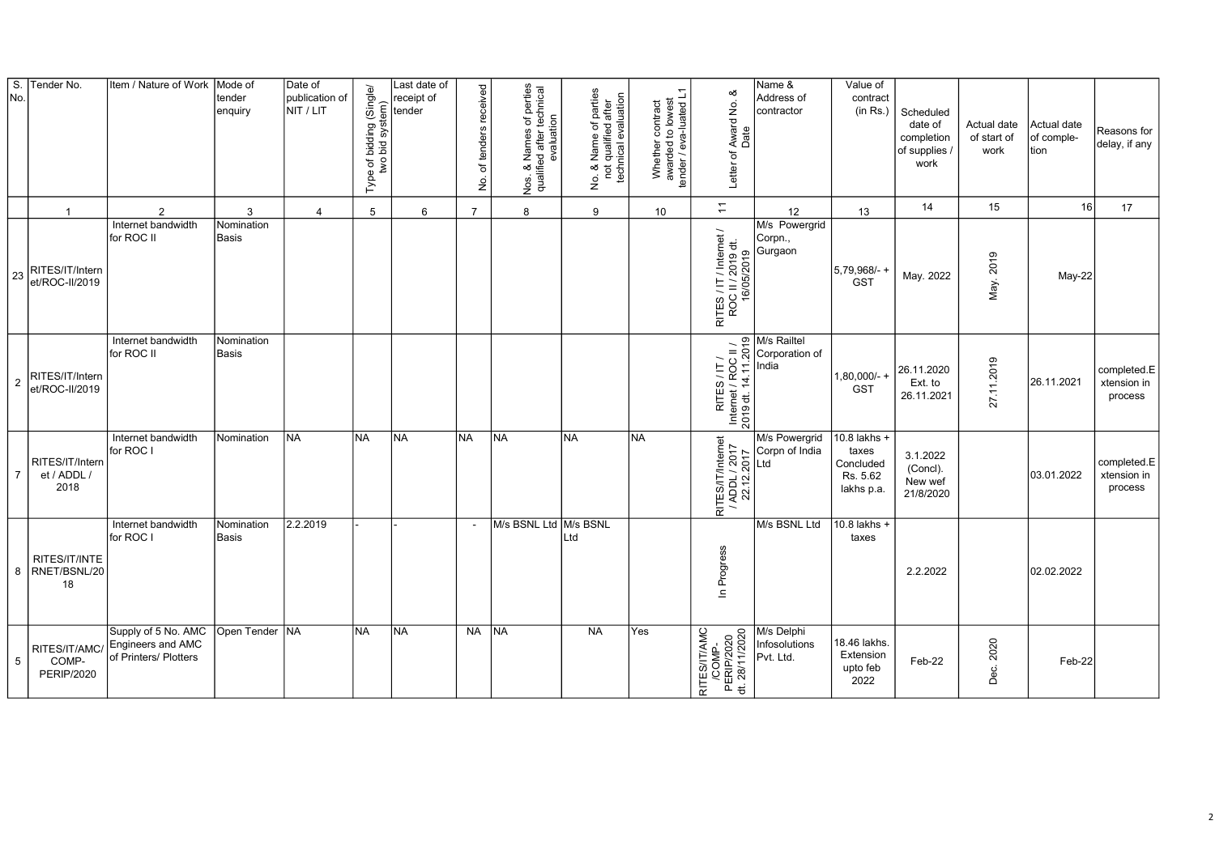| S. No. | Tender No. | Item / Nature of Work | Mode of tender enquiry | Date of publication of NIT / LIT | Type of bidding (Single/ two bid system) | Last date of receipt of tender | No. of tenders received | Nos. & Names of perties qualified after technical evaluation | No. & Name of parties not qualified after technical evaluation | Whether contract awarded to lowest tender / eva-luated L1 | Letter of Award No. & Date | Name & Address of contractor | Value of contract (in Rs.) | Scheduled date of completion of supplies / work | Actual date of start of work | Actual date of comple-tion | Reasons for delay, if any |
|---|---|---|---|---|---|---|---|---|---|---|---|---|---|---|---|---|---|
| | 1 | 2 | 3 | 4 | 5 | 6 | 7 | 8 | 9 | 10 | 11 | 12 | 13 | 14 | 15 | 16 | 17 |
| 23 | RITES/IT/Internet/ROC-II/2019 | Internet bandwidth for ROC II | Nomination Basis | | | | | | | | RITES / IT / Internet / ROC II / 2019 dt. 16/05/2019 | M/s Powergrid Corpn., Gurgaon | 5,79,968/- + GST | May. 2022 | May. 2019 | May-22 | |
| 2 | RITES/IT/Internet/ROC-II/2019 | Internet bandwidth for ROC II | Nomination Basis | | | | | | | | RITES / IT / Internet / ROC II / 2019 dt. 14.11.2019 | M/s Railtel Corporation of India | 1,80,000/- + GST | 26.11.2020 Ext. to 26.11.2021 | 27.11.2019 | 26.11.2021 | completed.Extension in process |
| 7 | RITES/IT/Internet / ADDL / 2018 | Internet bandwidth for ROC I | Nomination | NA | NA | NA | NA | NA | NA | NA | RITES/IT/Internet / ADDL / 2017 22.12.2017 | M/s Powergrid Corpn of India Ltd | 10.8 lakhs + taxes Concluded Rs. 5.62 lakhs p.a. | 3.1.2022 (Concl). New wef 21/8/2020 | | 03.01.2022 | completed.Extension in process |
| 8 | RITES/IT/INTERNET/BSNL/2018 | Internet bandwidth for ROC I | Nomination Basis | 2.2.2019 | - | - | - | M/s BSNL Ltd | M/s BSNL Ltd | | In Progress | M/s BSNL Ltd | 10.8 lakhs + taxes | 2.2.2022 | | 02.02.2022 | |
| 5 | RITES/IT/AMC/COMP-PERIP/2020 | Supply of 5 No. AMC Engineers and AMC of Printers/ Plotters | Open Tender | NA | NA | NA | NA | NA | NA | Yes | RITES/IT/AMC/COMP-PERIP/2020 dt. 28/11/2020 | M/s Delphi Infosolutions Pvt. Ltd. | 18.46 lakhs. Extension upto feb 2022 | Feb-22 | Dec. 2020 | Feb-22 | |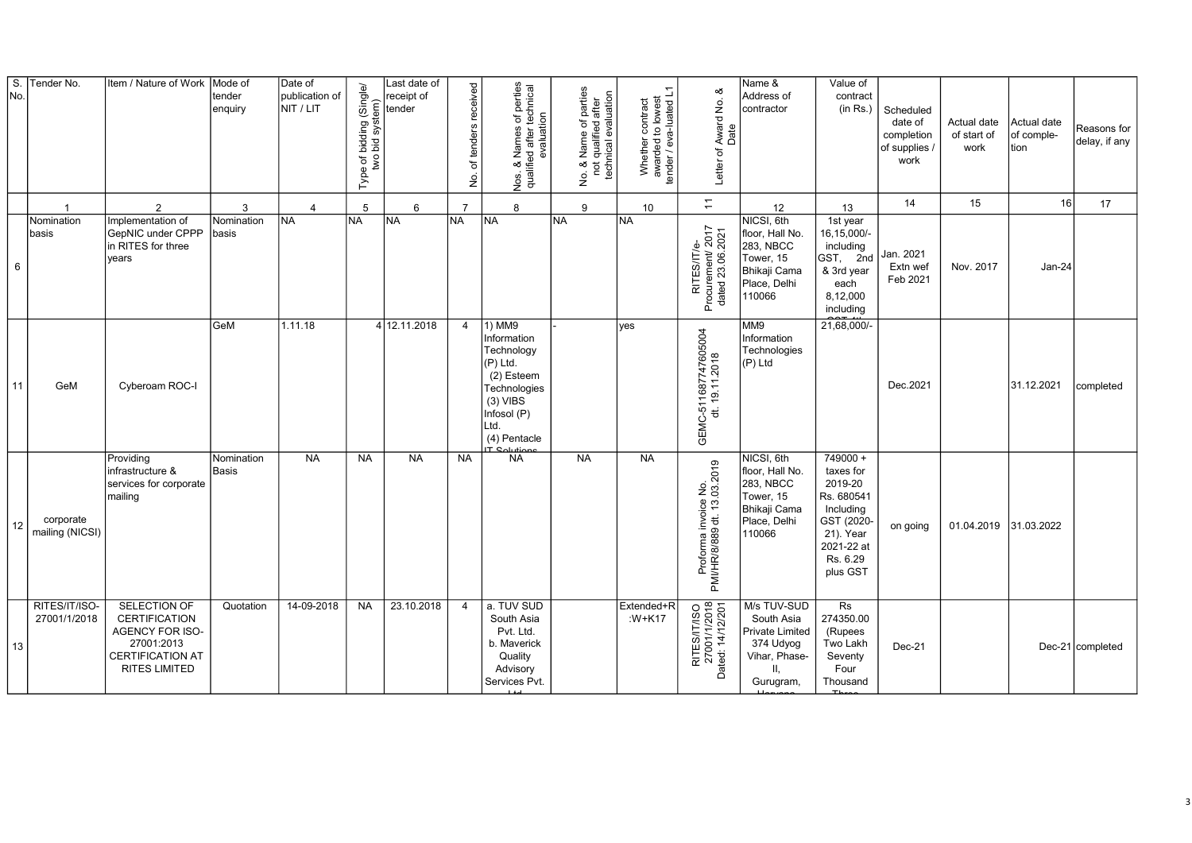| S. No. | Tender No. | Item / Nature of Work | Mode of tender enquiry | Date of publication of NIT / LIT | Type of bidding (Single/ two bid system) | Last date of receipt of tender | No. of tenders received | Nos. & Names of perties qualified after technical evaluation | No. & Name of parties not qualified after technical evaluation | Whether contract awarded to lowest tender / eva-luated L1 | Letter of Award No. & Date | Name & Address of contractor | Value of contract (in Rs.) | Scheduled date of completion of supplies / work | Actual date of start of work | Actual date of comple-tion | Reasons for delay, if any |
|---|---|---|---|---|---|---|---|---|---|---|---|---|---|---|---|---|---|
| | 1 | 2 | 3 | 4 | 5 | 6 | 7 | 8 | 9 | 10 | 11 | 12 | 13 | 14 | 15 | 16 | 17 |
| 6 | Nomination basis | Implementation of GepNIC under CPPP in RITES for three years | Nomination basis | NA | NA | NA | NA | NA | NA | NA | RITES/IT/e-Procurement/ 2017 dated 23.06.2021 | NICSI, 6th floor, Hall No. 283, NBCC Tower, 15 Bhikaji Cama Place, Delhi 110066 | 1st year 16,15,000/- including GST, 2nd & 3rd year each 8,12,000 including | Jan. 2021 Extn wef Feb 2021 | Nov. 2017 | Jan-24 | |
| 11 | GeM | Cyberoam ROC-I | GeM | 1.11.18 | 4 | 12.11.2018 | 4 | 1) MM9 Information Technology (P) Ltd. (2) Esteem Technologies (3) VIBS Infosol (P) Ltd. (4) Pentacle IT Solutions | - | yes | GEMC-511687747605004 dt. 19.11.2018 | MM9 Information Technologies (P) Ltd | 21,68,000/- | Dec.2021 | | 31.12.2021 | completed |
| 12 | corporate mailing (NICSI) | Providing infrastructure & services for corporate mailing | Nomination Basis | NA | NA | NA | NA | NA | NA | NA | Proforma invoice No. PMI/HR/8/889 dt. 13.03.2019 | NICSI, 6th floor, Hall No. 283, NBCC Tower, 15 Bhikaji Cama Place, Delhi 110066 | 749000 + taxes for 2019-20 Rs. 680541 Including GST (2020-21). Year 2021-22 at Rs. 6.29 plus GST | on going | 01.04.2019 | 31.03.2022 | |
| 13 | RITES/IT/ISO-27001/1/2018 | SELECTION OF CERTIFICATION AGENCY FOR ISO-27001:2013 CERTIFICATION AT RITES LIMITED | Quotation | 14-09-2018 | NA | 23.10.2018 | 4 | a. TUV SUD South Asia Pvt. Ltd. b. Maverick Quality Advisory Services Pvt. Ltd | | Extended+R:W+K17 | RITES/IT/ISO 27001/1/2018 Dated: 14/12/201 | M/s TUV-SUD South Asia Private Limited 374 Udyog Vihar, Phase-II, Gurugram, Haryana | Rs 274350.00 (Rupees Two Lakh Seventy Four Thousand Three | Dec-21 | | Dec-21 | completed |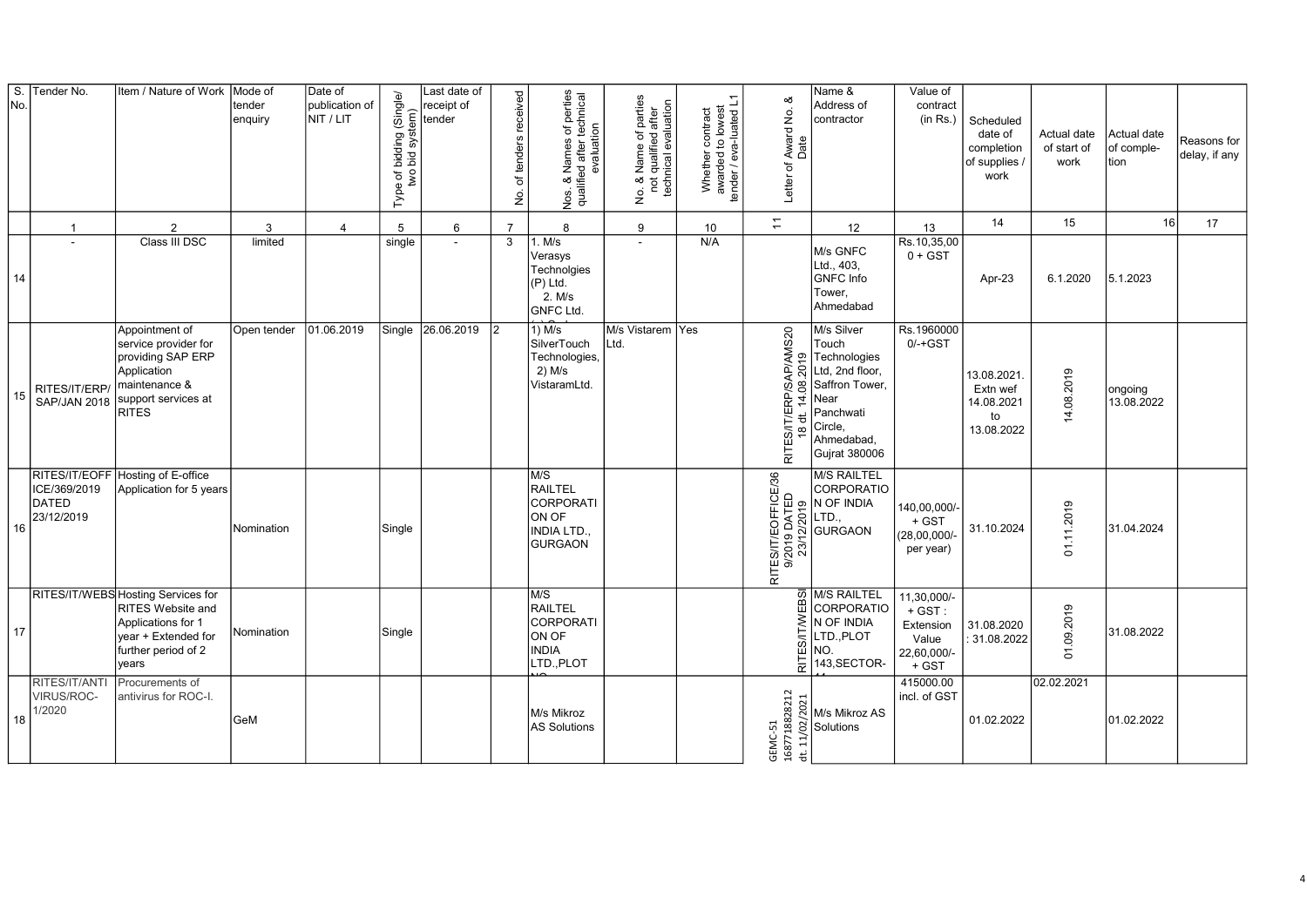| S. No. | Tender No. | Item / Nature of Work | Mode of tender enquiry | Date of publication of NIT / LIT | Type of bidding (Single/ two bid system) | Last date of receipt of tender | No. of tenders received | Nos. & Names of perties qualified after technical evaluation | No. & Name of parties not qualified after technical evaluation | Whether contract awarded to lowest tender / eva-luated L1 | Letter of Award No. & Date | Name & Address of contractor | Value of contract (in Rs.) | Scheduled date of completion of supplies / work | Actual date of start of work | Actual date of comple-tion | Reasons for delay, if any |
|---|---|---|---|---|---|---|---|---|---|---|---|---|---|---|---|---|---|
| | 1 | 2 | 3 | 4 | 5 | 6 | 7 | 8 | 9 | 10 | 11 | 12 | 13 | 14 | 15 | 16 | 17 |
| 14 | - | Class III DSC | limited | | single | - | 3 | 1. M/s Verasys Technolgies (P) Ltd. 2. M/s GNFC Ltd. | - | N/A | | M/s GNFC Ltd., 403, GNFC Info Tower, Ahmedabad | Rs.10,35,00 0 + GST | Apr-23 | 6.1.2020 | 5.1.2023 | |
| 15 | RITES/IT/ERP/ SAP/JAN 2018 | Appointment of service provider for providing SAP ERP Application maintenance & support services at RITES | Open tender | 01.06.2019 | Single | 26.06.2019 | 2 | 1) M/s SilverTouch Technologies, 2) M/s VistaramLtd. | M/s Vistarem Ltd. | Yes | RITES/IT/ERP/SAP/AMS20 18 dt. 14.08.2019 | M/s Silver Touch Technologies Ltd, 2nd floor, Saffron Tower, Near Panchwati Circle, Ahmedabad, Gujrat 380006 | Rs.1960000 0/-+GST | 13.08.2021. Extn wef 14.08.2021 to 13.08.2022 | 14.08.2019 | ongoing 13.08.2022 | |
| 16 | RITES/IT/EOFFICE/369/2019 DATED 23/12/2019 | Hosting of E-office Application for 5 years | Nomination | | Single | | | M/S RAILTEL CORPORATION OF INDIA LTD., GURGAON | | | RITES/IT/EOFFICE/36 9/2019 DATED 23/12/2019 | M/S RAILTEL CORPORATION OF INDIA LTD., GURGAON | 140,00,000/- + GST (28,00,000/- per year) | 31.10.2024 | 01.11.2019 | 31.04.2024 | |
| 17 | RITES/IT/WEBS | Hosting Services for RITES Website and Applications for 1 year + Extended for further period of 2 years | Nomination | | Single | | | M/S RAILTEL CORPORATION OF INDIA LTD.,PLOT NO. | | | RITES/IT/WEBSI | M/S RAILTEL CORPORATION OF INDIA LTD.,PLOT NO. 143,SECTOR- | 11,30,000/- + GST : Extension Value 22,60,000/- + GST | 31.08.2020 : 31.08.2022 | 01.09.2019 | 31.08.2022 | |
| 18 | RITES/IT/ANTIVIRUS/ROC-1/2020 | Procurements of antivirus for ROC-I. | GeM | | | | | M/s Mikroz AS Solutions | | | GEMC-51 168771882821 2 dt. 11/02/2021 | M/s Mikroz AS Solutions | 415000.00 incl. of GST | 01.02.2022 | 02.02.2021 | 01.02.2022 | |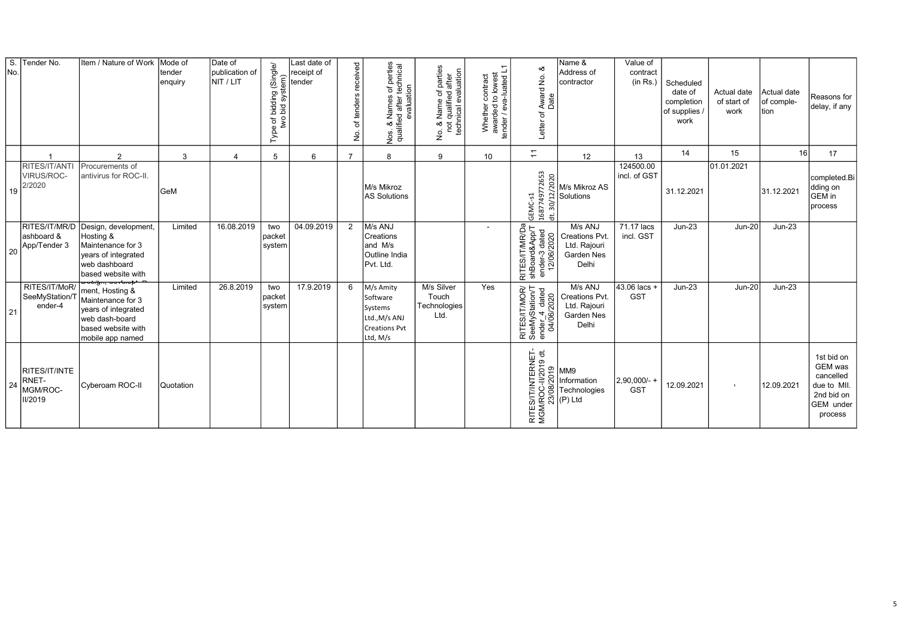| S. No. | Tender No. | Item / Nature of Work | Mode of tender enquiry | Date of publication of NIT / LIT | Type of bidding (Single/ two bid system) | Last date of receipt of tender | No. of tenders received | Nos. & Names of perties qualified after technical evaluation | No. & Name of parties not qualified after technical evaluation | Whether contract awarded to lowest tender / eva-luated L1 | Letter of Award No. & Date | Name & Address of contractor | Value of contract (in Rs.) | Scheduled date of completion of supplies / work | Actual date of start of work | Actual date of comple-tion | Reasons for delay, if any |
|---|---|---|---|---|---|---|---|---|---|---|---|---|---|---|---|---|---|
| | 1 | 2 | 3 | 4 | 5 | 6 | 7 | 8 | 9 | 10 | 11 | 12 | 13 | 14 | 15 | 16 | 17 |
| 19 | RITES/IT/ANTI VIRUS/ROC-2/2020 | Procurements of antivirus for ROC-II. | GeM | | | | | M/s Mikroz AS Solutions | | | GEMC-s1 1687749772653 dt. 30/12/2020 | M/s Mikroz AS Solutions | 124500.00 incl. of GST | 31.12.2021 | 01.01.2021 | 31.12.2021 | completed.Bidding on GEM in process |
| 20 | RITES/IT/MR/Dashboard & App/Tender 3 | Design, development, Hosting & Maintenance for 3 years of integrated web dashboard based website with | Limited | 16.08.2019 | two packet system | 04.09.2019 | 2 | M/s ANJ Creations and M/s Outline India Pvt. Ltd. | | - | RITES/IT/MR/DashBoard&App/Tender-3 dated 12/06/2020 | M/s ANJ Creations Pvt. Ltd. Rajouri Garden Nes Delhi | 71.17 lacs incl. GST | Jun-23 | Jun-20 | Jun-23 | |
| 21 | RITES/IT/MoR/SeeMyStation/Tender-4 | Design, development, Hosting & Maintenance for 3 years of integrated web dash-board based website with mobile app named | Limited | 26.8.2019 | two packet system | 17.9.2019 | 6 | M/s Amity Software Systems Ltd.,M/s ANJ Creations Pvt Ltd, M/s | M/s Silver Touch Technologies Ltd. | Yes | RITES/IT/MOR/SeeMyStation/Tender_4 dated 04/06/2020 | M/s ANJ Creations Pvt. Ltd. Rajouri Garden Nes Delhi | 43.06 lacs + GST | Jun-23 | Jun-20 | Jun-23 | |
| 24 | RITES/IT/INTERNET-MGM/ROC-II/2019 | Cyberoam ROC-II | Quotation | | | | | | | | RITES/IT/INTERNET-MGM/ROC-II/2019 dt. 23/08/2019 | MM9 Information Technologies (P) Ltd | 2,90,000/- + GST | 12.09.2021 | ' | 12.09.2021 | 1st bid on GEM was cancelled due to MII. 2nd bid on GEM under process |